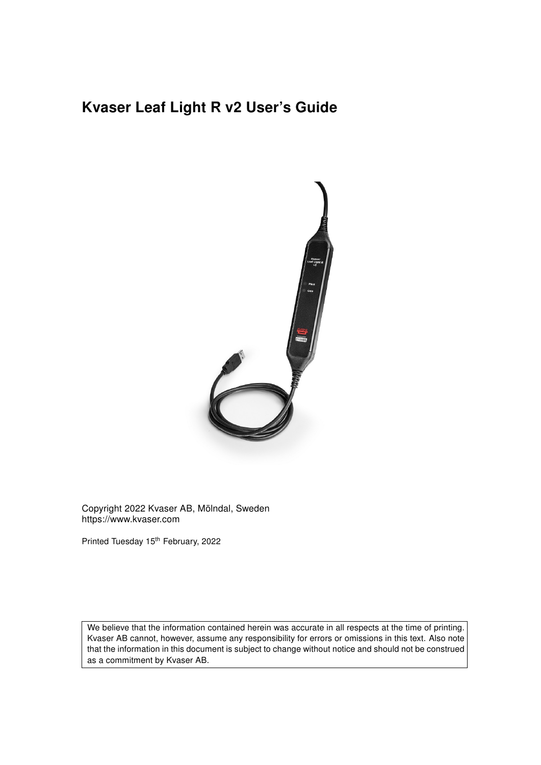# Kvaser Leaf Light R v2 User's Guide

Copyright 2022 Kvaser AB, Mölndal, Sweden
https://www.kvaser.com

Printed Tuesday 15th February, 2022

We believe that the information contained herein was accurate in all respects at the time of printing. Kvaser AB cannot, however, assume any responsibility for errors or omissions in this text. Also note that the information in this document is subject to change without notice and should not be construed as a commitment by Kvaser AB.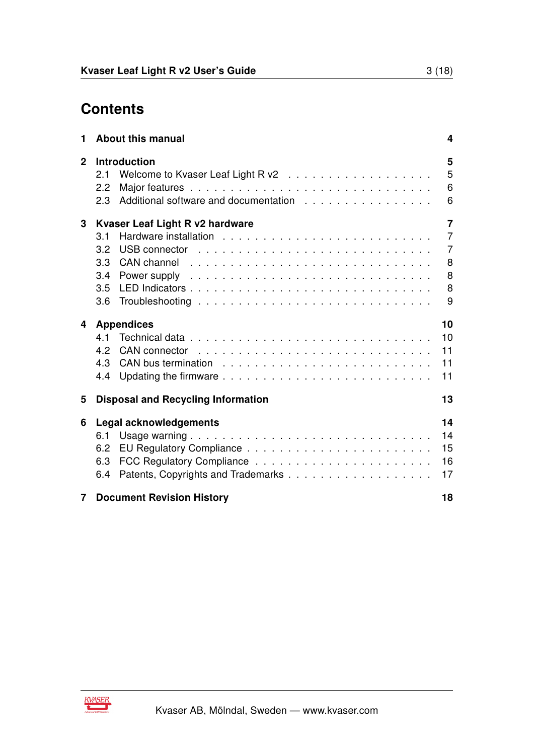# Contents

| | | |
|---|---|---|
| **1** | **About this manual** | **4** |
| **2** | **Introduction** | **5** |
| | 2.1 Welcome to Kvaser Leaf Light R v2 | 5 |
| | 2.2 Major features | 6 |
| | 2.3 Additional software and documentation | 6 |
| **3** | **Kvaser Leaf Light R v2 hardware** | **7** |
| | 3.1 Hardware installation | 7 |
| | 3.2 USB connector | 7 |
| | 3.3 CAN channel | 8 |
| | 3.4 Power supply | 8 |
| | 3.5 LED Indicators | 8 |
| | 3.6 Troubleshooting | 9 |
| **4** | **Appendices** | **10** |
| | 4.1 Technical data | 10 |
| | 4.2 CAN connector | 11 |
| | 4.3 CAN bus termination | 11 |
| | 4.4 Updating the firmware | 11 |
| **5** | **Disposal and Recycling Information** | **13** |
| **6** | **Legal acknowledgements** | **14** |
| | 6.1 Usage warning | 14 |
| | 6.2 EU Regulatory Compliance | 15 |
| | 6.3 FCC Regulatory Compliance | 16 |
| | 6.4 Patents, Copyrights and Trademarks | 17 |
| **7** | **Document Revision History** | **18** |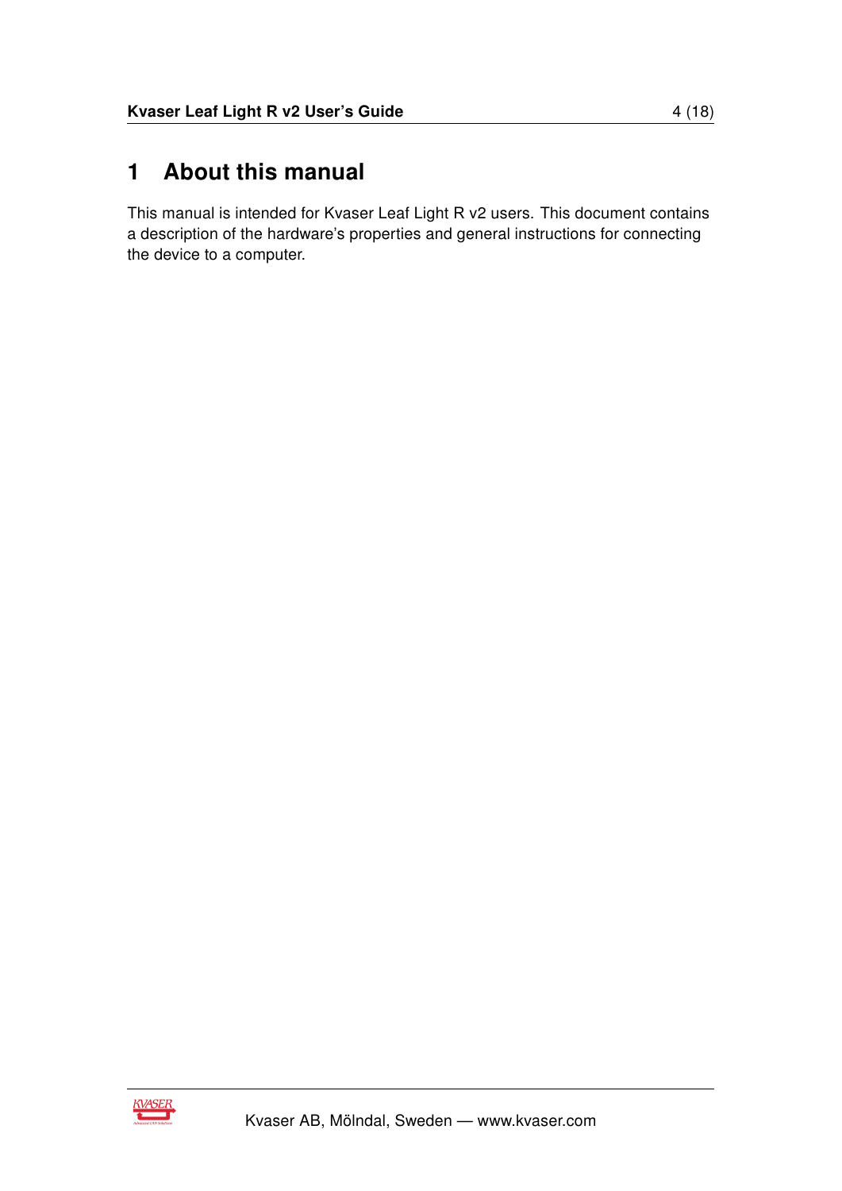# 1 About this manual

This manual is intended for Kvaser Leaf Light R v2 users. This document contains a description of the hardware's properties and general instructions for connecting the device to a computer.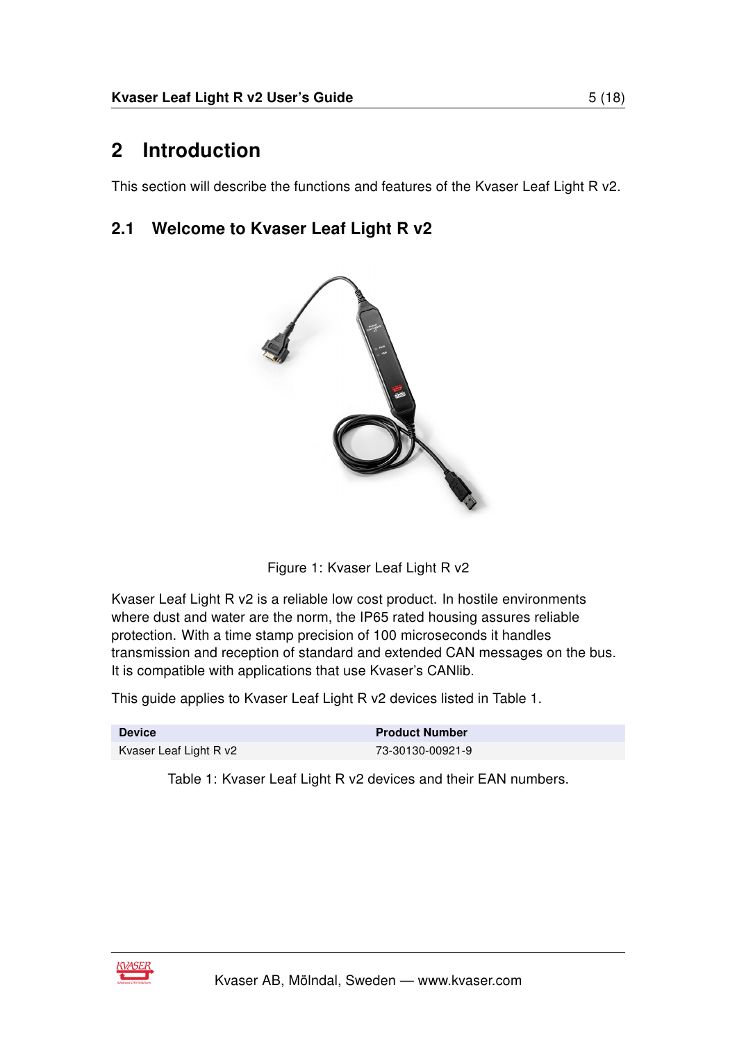# 2 Introduction

This section will describe the functions and features of the Kvaser Leaf Light R v2.

## 2.1 Welcome to Kvaser Leaf Light R v2

Figure 1: Kvaser Leaf Light R v2

Kvaser Leaf Light R v2 is a reliable low cost product. In hostile environments where dust and water are the norm, the IP65 rated housing assures reliable protection. With a time stamp precision of 100 microseconds it handles transmission and reception of standard and extended CAN messages on the bus. It is compatible with applications that use Kvaser's CANlib.

This guide applies to Kvaser Leaf Light R v2 devices listed in Table 1.

| Device | Product Number |
|---|---|
| Kvaser Leaf Light R v2 | 73-30130-00921-9 |

Table 1: Kvaser Leaf Light R v2 devices and their EAN numbers.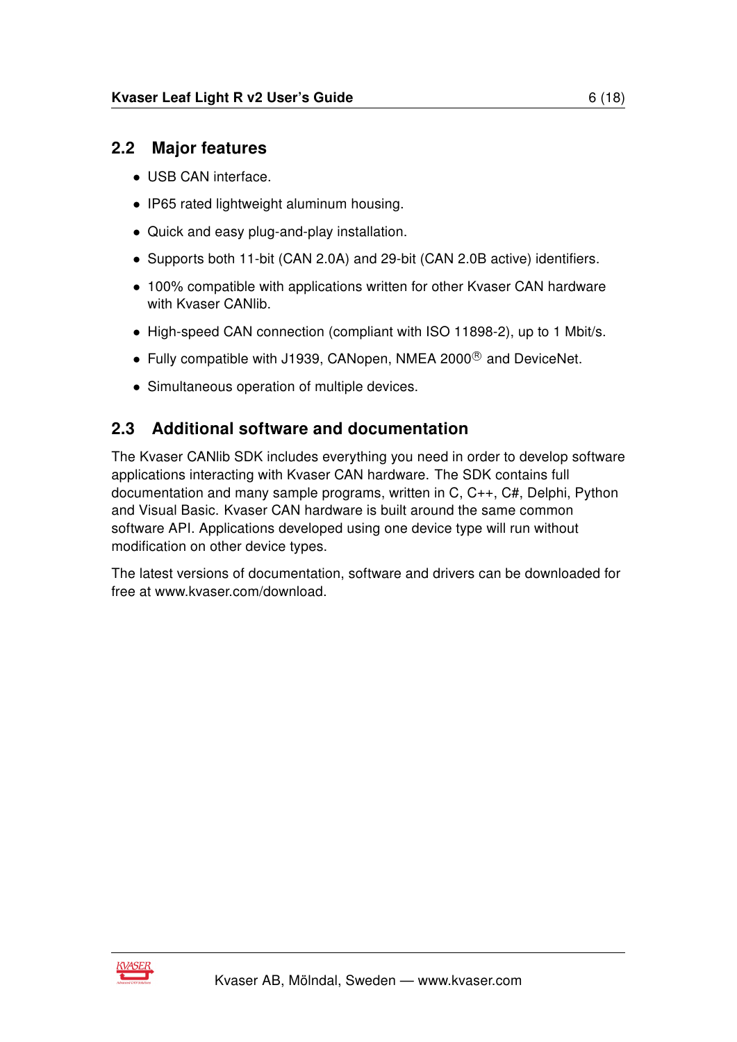## 2.2 Major features

- USB CAN interface.
- IP65 rated lightweight aluminum housing.
- Quick and easy plug-and-play installation.
- Supports both 11-bit (CAN 2.0A) and 29-bit (CAN 2.0B active) identifiers.
- 100% compatible with applications written for other Kvaser CAN hardware with Kvaser CANlib.
- High-speed CAN connection (compliant with ISO 11898-2), up to 1 Mbit/s.
- Fully compatible with J1939, CANopen, NMEA 2000® and DeviceNet.
- Simultaneous operation of multiple devices.

## 2.3 Additional software and documentation

The Kvaser CANlib SDK includes everything you need in order to develop software applications interacting with Kvaser CAN hardware. The SDK contains full documentation and many sample programs, written in C, C++, C#, Delphi, Python and Visual Basic. Kvaser CAN hardware is built around the same common software API. Applications developed using one device type will run without modification on other device types.

The latest versions of documentation, software and drivers can be downloaded for free at www.kvaser.com/download.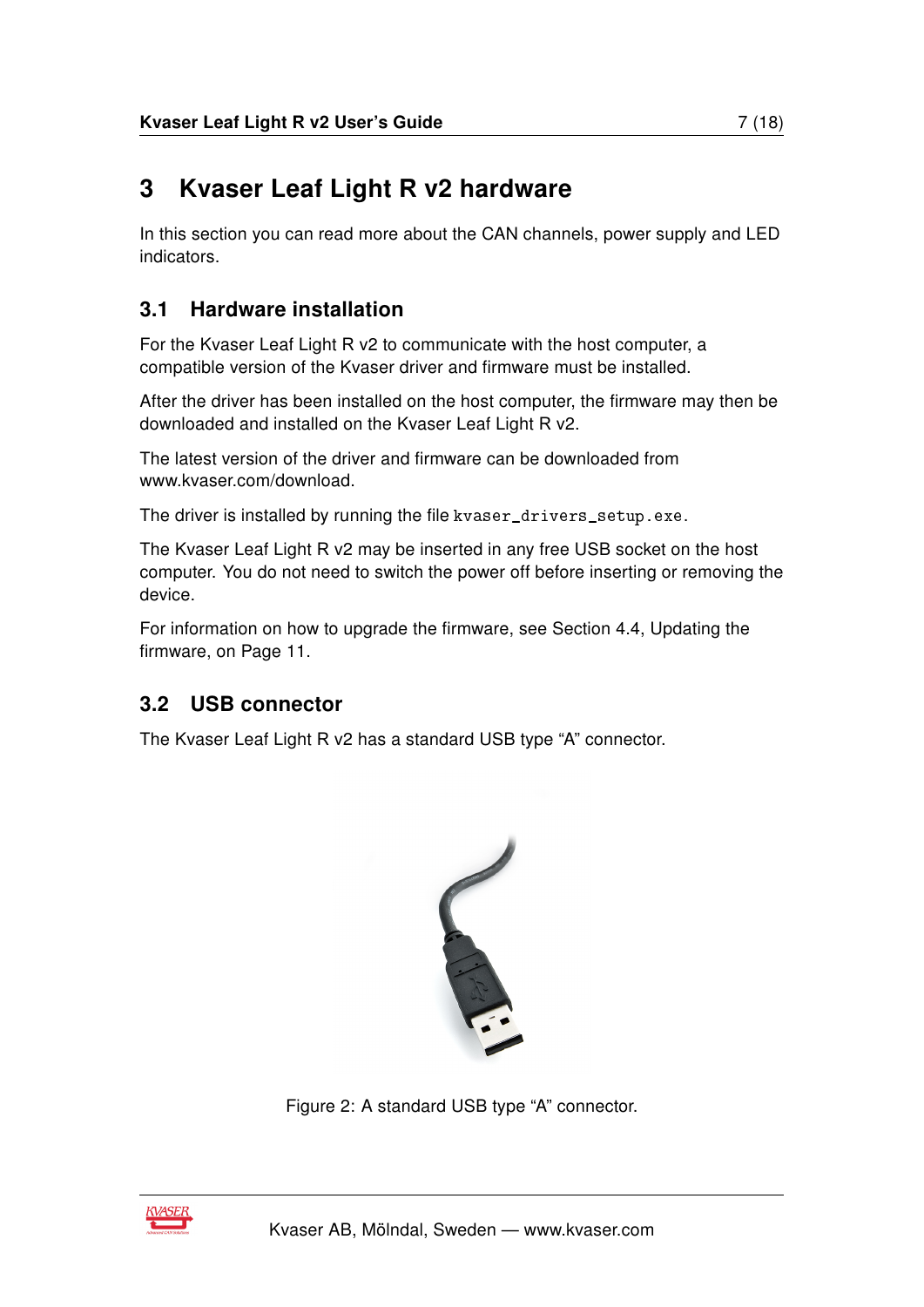# 3 Kvaser Leaf Light R v2 hardware

In this section you can read more about the CAN channels, power supply and LED indicators.

## 3.1 Hardware installation

For the Kvaser Leaf Light R v2 to communicate with the host computer, a compatible version of the Kvaser driver and firmware must be installed.

After the driver has been installed on the host computer, the firmware may then be downloaded and installed on the Kvaser Leaf Light R v2.

The latest version of the driver and firmware can be downloaded from www.kvaser.com/download.

The driver is installed by running the file `kvaser_drivers_setup.exe`.

The Kvaser Leaf Light R v2 may be inserted in any free USB socket on the host computer. You do not need to switch the power off before inserting or removing the device.

For information on how to upgrade the firmware, see Section 4.4, Updating the firmware, on Page 11.

## 3.2 USB connector

The Kvaser Leaf Light R v2 has a standard USB type “A” connector.

Figure 2: A standard USB type “A” connector.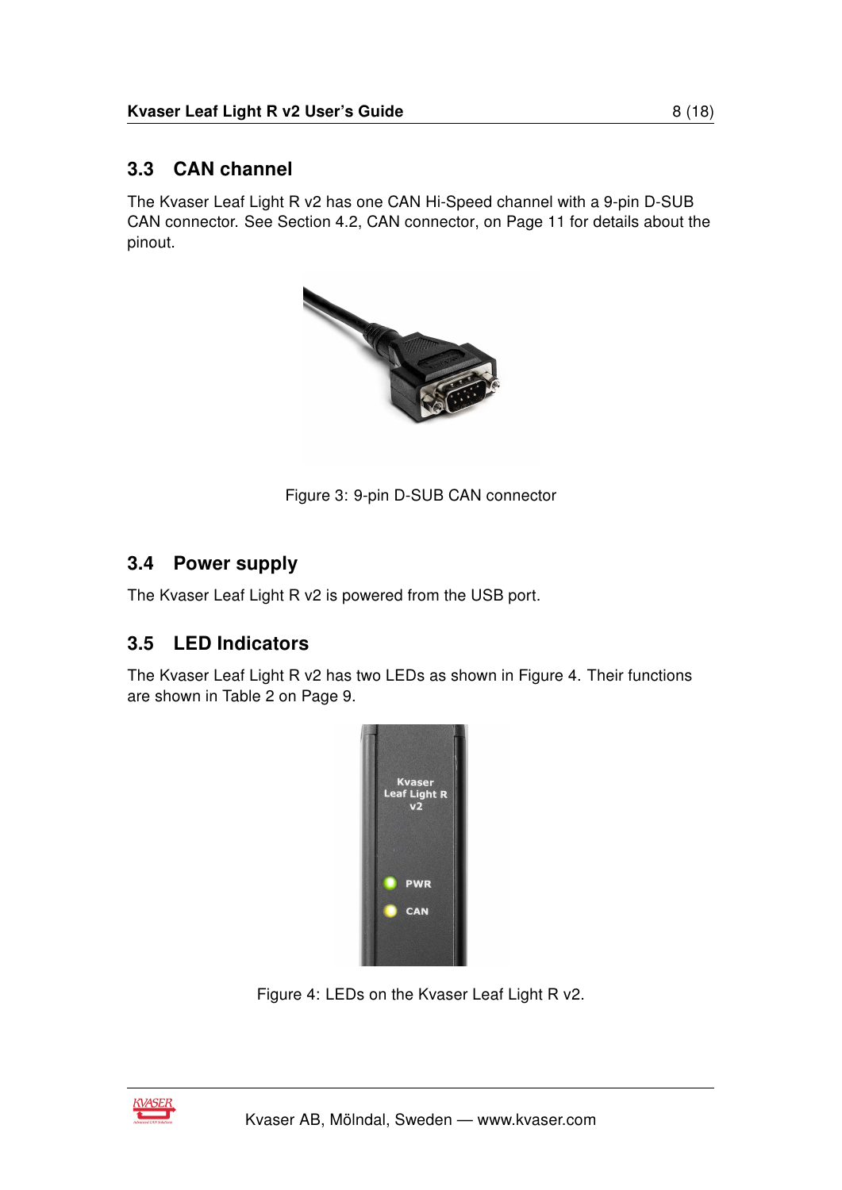## 3.3 CAN channel

The Kvaser Leaf Light R v2 has one CAN Hi-Speed channel with a 9-pin D-SUB CAN connector. See Section 4.2, CAN connector, on Page 11 for details about the pinout.

Figure 3: 9-pin D-SUB CAN connector

## 3.4 Power supply

The Kvaser Leaf Light R v2 is powered from the USB port.

## 3.5 LED Indicators

The Kvaser Leaf Light R v2 has two LEDs as shown in Figure 4. Their functions are shown in Table 2 on Page 9.

Figure 4: LEDs on the Kvaser Leaf Light R v2.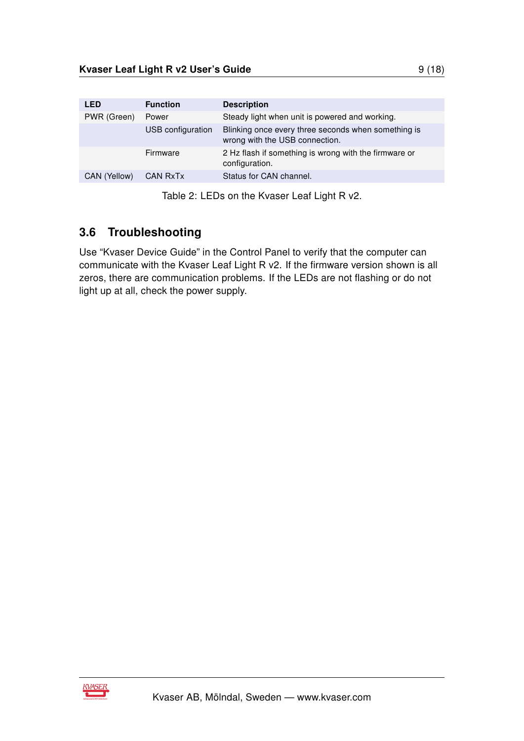| LED | Function | Description |
|---|---|---|
| PWR (Green) | Power | Steady light when unit is powered and working. |
| | USB configuration | Blinking once every three seconds when something is wrong with the USB connection. |
| | Firmware | 2 Hz flash if something is wrong with the firmware or configuration. |
| CAN (Yellow) | CAN RxTx | Status for CAN channel. |

Table 2: LEDs on the Kvaser Leaf Light R v2.

## 3.6 Troubleshooting

Use “Kvaser Device Guide” in the Control Panel to verify that the computer can communicate with the Kvaser Leaf Light R v2. If the firmware version shown is all zeros, there are communication problems. If the LEDs are not flashing or do not light up at all, check the power supply.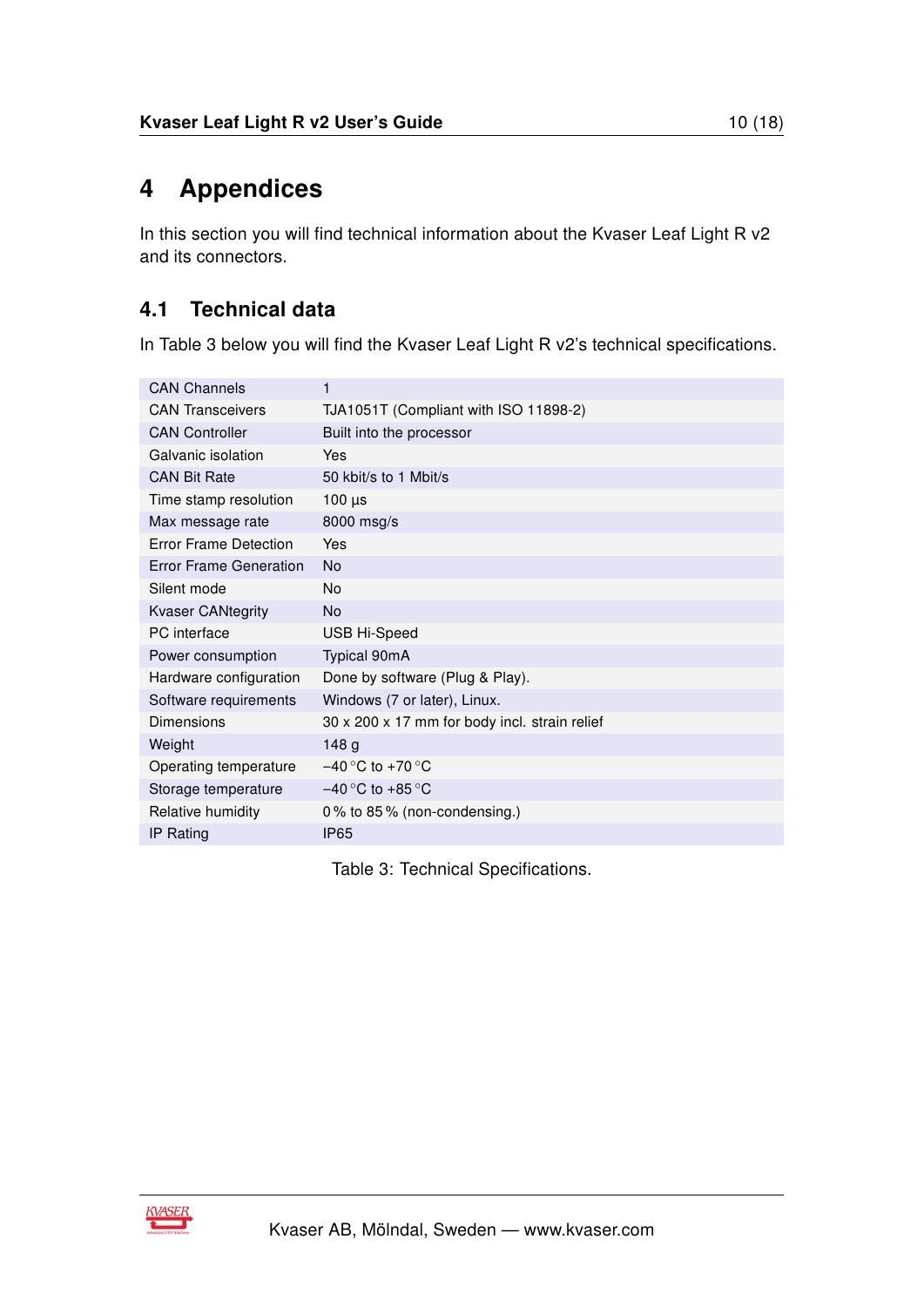# 4 Appendices

In this section you will find technical information about the Kvaser Leaf Light R v2 and its connectors.

## 4.1 Technical data

In Table 3 below you will find the Kvaser Leaf Light R v2's technical specifications.

| | |
|---|---|
| CAN Channels | 1 |
| CAN Transceivers | TJA1051T (Compliant with ISO 11898-2) |
| CAN Controller | Built into the processor |
| Galvanic isolation | Yes |
| CAN Bit Rate | 50 kbit/s to 1 Mbit/s |
| Time stamp resolution | 100 µs |
| Max message rate | 8000 msg/s |
| Error Frame Detection | Yes |
| Error Frame Generation | No |
| Silent mode | No |
| Kvaser CANtegrity | No |
| PC interface | USB Hi-Speed |
| Power consumption | Typical 90mA |
| Hardware configuration | Done by software (Plug & Play). |
| Software requirements | Windows (7 or later), Linux. |
| Dimensions | 30 x 200 x 17 mm for body incl. strain relief |
| Weight | 148 g |
| Operating temperature | −40 °C to +70 °C |
| Storage temperature | −40 °C to +85 °C |
| Relative humidity | 0 % to 85 % (non-condensing.) |
| IP Rating | IP65 |

Table 3: Technical Specifications.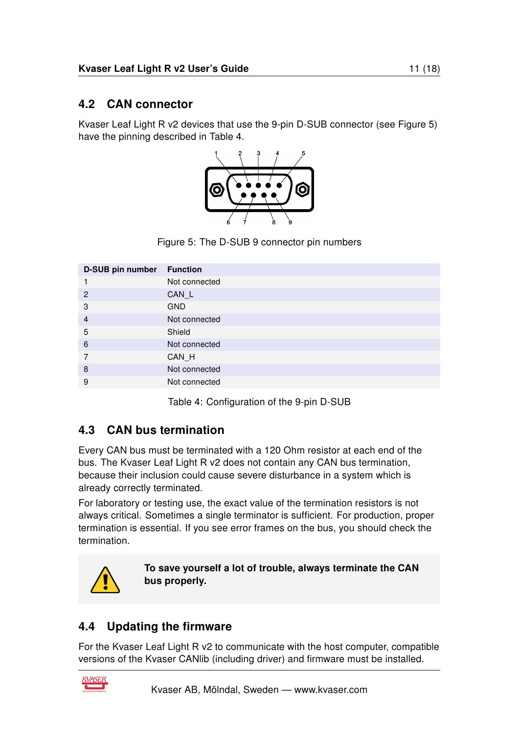## 4.2 CAN connector

Kvaser Leaf Light R v2 devices that use the 9-pin D-SUB connector (see Figure 5) have the pinning described in Table 4.

Figure 5: The D-SUB 9 connector pin numbers

| D-SUB pin number | Function |
|---|---|
| 1 | Not connected |
| 2 | CAN_L |
| 3 | GND |
| 4 | Not connected |
| 5 | Shield |
| 6 | Not connected |
| 7 | CAN_H |
| 8 | Not connected |
| 9 | Not connected |

Table 4: Configuration of the 9-pin D-SUB

## 4.3 CAN bus termination

Every CAN bus must be terminated with a 120 Ohm resistor at each end of the bus. The Kvaser Leaf Light R v2 does not contain any CAN bus termination, because their inclusion could cause severe disturbance in a system which is already correctly terminated.

For laboratory or testing use, the exact value of the termination resistors is not always critical. Sometimes a single terminator is sufficient. For production, proper termination is essential. If you see error frames on the bus, you should check the termination.

**To save yourself a lot of trouble, always terminate the CAN bus properly.**

## 4.4 Updating the firmware

For the Kvaser Leaf Light R v2 to communicate with the host computer, compatible versions of the Kvaser CANlib (including driver) and firmware must be installed.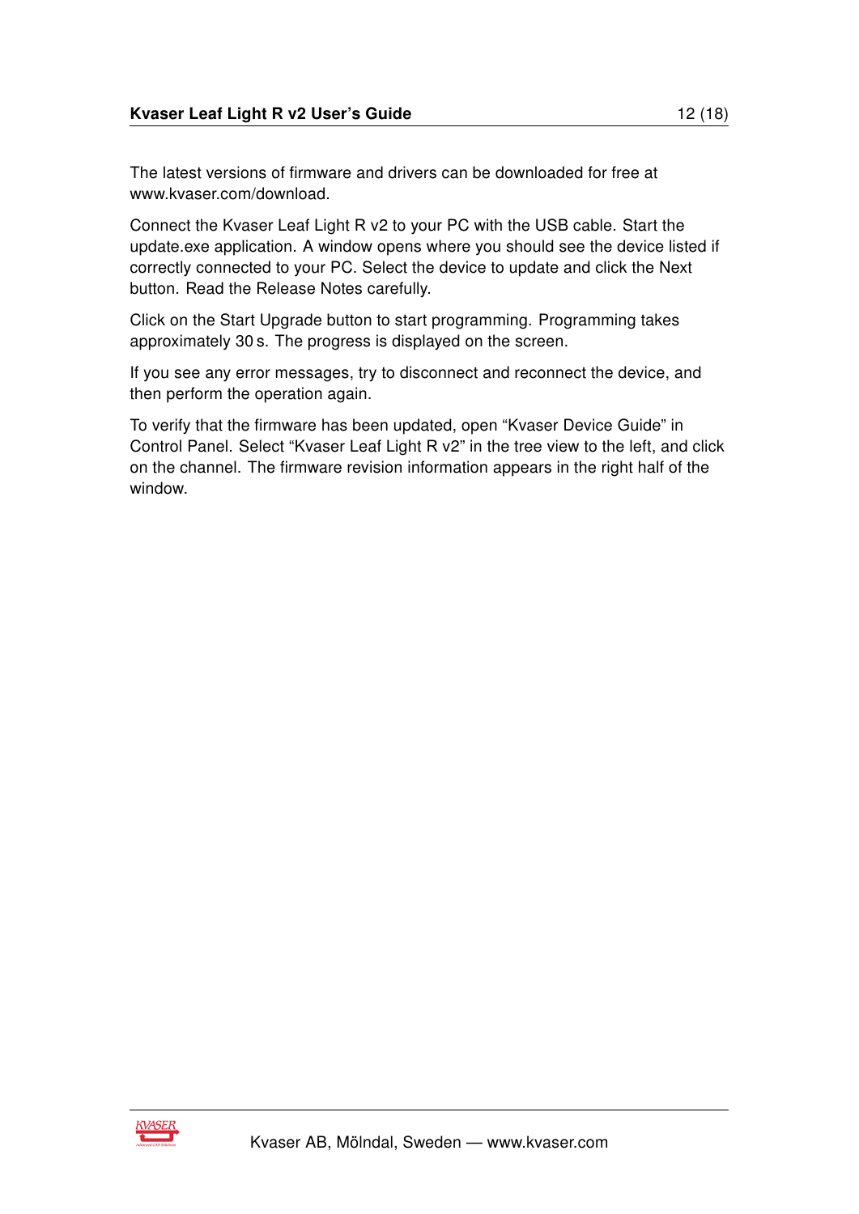The latest versions of firmware and drivers can be downloaded for free at www.kvaser.com/download.

Connect the Kvaser Leaf Light R v2 to your PC with the USB cable. Start the update.exe application. A window opens where you should see the device listed if correctly connected to your PC. Select the device to update and click the Next button. Read the Release Notes carefully.

Click on the Start Upgrade button to start programming. Programming takes approximately 30 s. The progress is displayed on the screen.

If you see any error messages, try to disconnect and reconnect the device, and then perform the operation again.

To verify that the firmware has been updated, open “Kvaser Device Guide” in Control Panel. Select “Kvaser Leaf Light R v2” in the tree view to the left, and click on the channel. The firmware revision information appears in the right half of the window.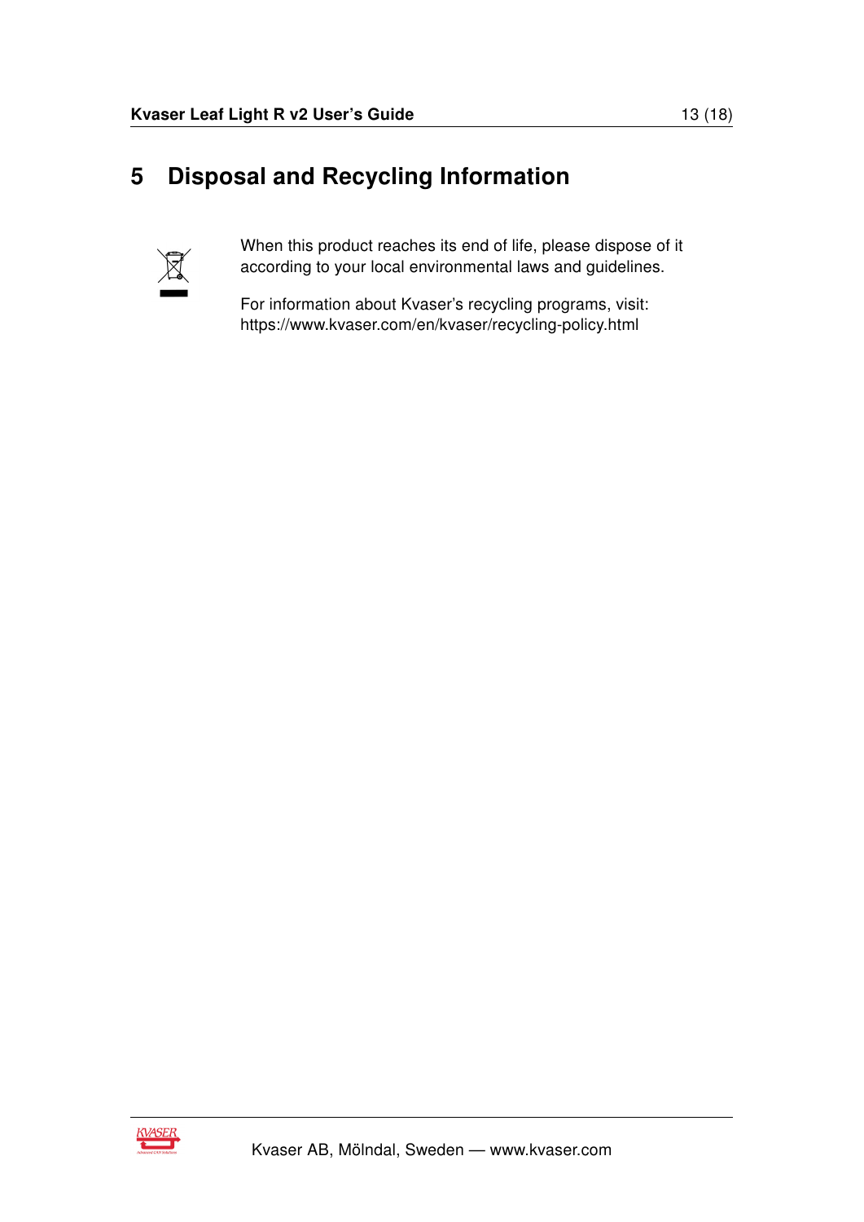# 5 Disposal and Recycling Information

When this product reaches its end of life, please dispose of it according to your local environmental laws and guidelines.

For information about Kvaser's recycling programs, visit: https://www.kvaser.com/en/kvaser/recycling-policy.html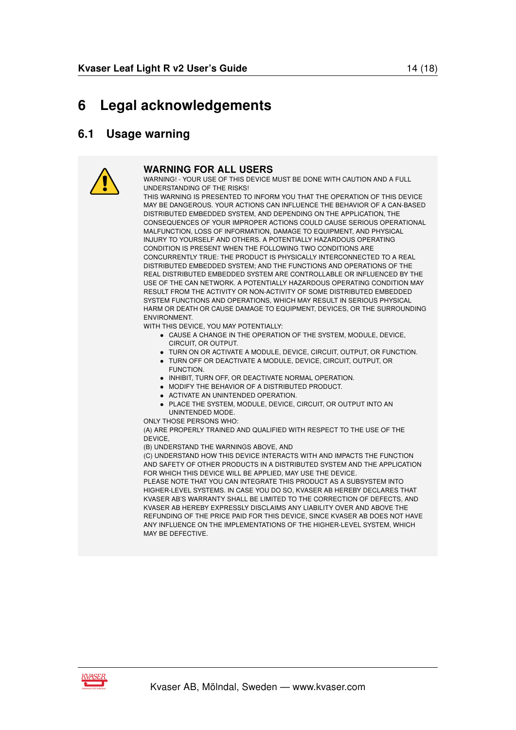# 6 Legal acknowledgements

## 6.1 Usage warning

### WARNING FOR ALL USERS

WARNING! - YOUR USE OF THIS DEVICE MUST BE DONE WITH CAUTION AND A FULL UNDERSTANDING OF THE RISKS!

THIS WARNING IS PRESENTED TO INFORM YOU THAT THE OPERATION OF THIS DEVICE MAY BE DANGEROUS. YOUR ACTIONS CAN INFLUENCE THE BEHAVIOR OF A CAN-BASED DISTRIBUTED EMBEDDED SYSTEM, AND DEPENDING ON THE APPLICATION, THE CONSEQUENCES OF YOUR IMPROPER ACTIONS COULD CAUSE SERIOUS OPERATIONAL MALFUNCTION, LOSS OF INFORMATION, DAMAGE TO EQUIPMENT, AND PHYSICAL INJURY TO YOURSELF AND OTHERS. A POTENTIALLY HAZARDOUS OPERATING CONDITION IS PRESENT WHEN THE FOLLOWING TWO CONDITIONS ARE CONCURRENTLY TRUE: THE PRODUCT IS PHYSICALLY INTERCONNECTED TO A REAL DISTRIBUTED EMBEDDED SYSTEM; AND THE FUNCTIONS AND OPERATIONS OF THE REAL DISTRIBUTED EMBEDDED SYSTEM ARE CONTROLLABLE OR INFLUENCED BY THE USE OF THE CAN NETWORK. A POTENTIALLY HAZARDOUS OPERATING CONDITION MAY RESULT FROM THE ACTIVITY OR NON-ACTIVITY OF SOME DISTRIBUTED EMBEDDED SYSTEM FUNCTIONS AND OPERATIONS, WHICH MAY RESULT IN SERIOUS PHYSICAL HARM OR DEATH OR CAUSE DAMAGE TO EQUIPMENT, DEVICES, OR THE SURROUNDING ENVIRONMENT.

WITH THIS DEVICE, YOU MAY POTENTIALLY:

- CAUSE A CHANGE IN THE OPERATION OF THE SYSTEM, MODULE, DEVICE, CIRCUIT, OR OUTPUT.
- TURN ON OR ACTIVATE A MODULE, DEVICE, CIRCUIT, OUTPUT, OR FUNCTION.
- TURN OFF OR DEACTIVATE A MODULE, DEVICE, CIRCUIT, OUTPUT, OR FUNCTION.
- INHIBIT, TURN OFF, OR DEACTIVATE NORMAL OPERATION.
- MODIFY THE BEHAVIOR OF A DISTRIBUTED PRODUCT.
- ACTIVATE AN UNINTENDED OPERATION.
- PLACE THE SYSTEM, MODULE, DEVICE, CIRCUIT, OR OUTPUT INTO AN UNINTENDED MODE.

ONLY THOSE PERSONS WHO:

(A) ARE PROPERLY TRAINED AND QUALIFIED WITH RESPECT TO THE USE OF THE DEVICE,

(B) UNDERSTAND THE WARNINGS ABOVE, AND

(C) UNDERSTAND HOW THIS DEVICE INTERACTS WITH AND IMPACTS THE FUNCTION AND SAFETY OF OTHER PRODUCTS IN A DISTRIBUTED SYSTEM AND THE APPLICATION FOR WHICH THIS DEVICE WILL BE APPLIED, MAY USE THE DEVICE.

PLEASE NOTE THAT YOU CAN INTEGRATE THIS PRODUCT AS A SUBSYSTEM INTO HIGHER-LEVEL SYSTEMS. IN CASE YOU DO SO, KVASER AB HEREBY DECLARES THAT KVASER AB'S WARRANTY SHALL BE LIMITED TO THE CORRECTION OF DEFECTS, AND KVASER AB HEREBY EXPRESSLY DISCLAIMS ANY LIABILITY OVER AND ABOVE THE REFUNDING OF THE PRICE PAID FOR THIS DEVICE, SINCE KVASER AB DOES NOT HAVE ANY INFLUENCE ON THE IMPLEMENTATIONS OF THE HIGHER-LEVEL SYSTEM, WHICH MAY BE DEFECTIVE.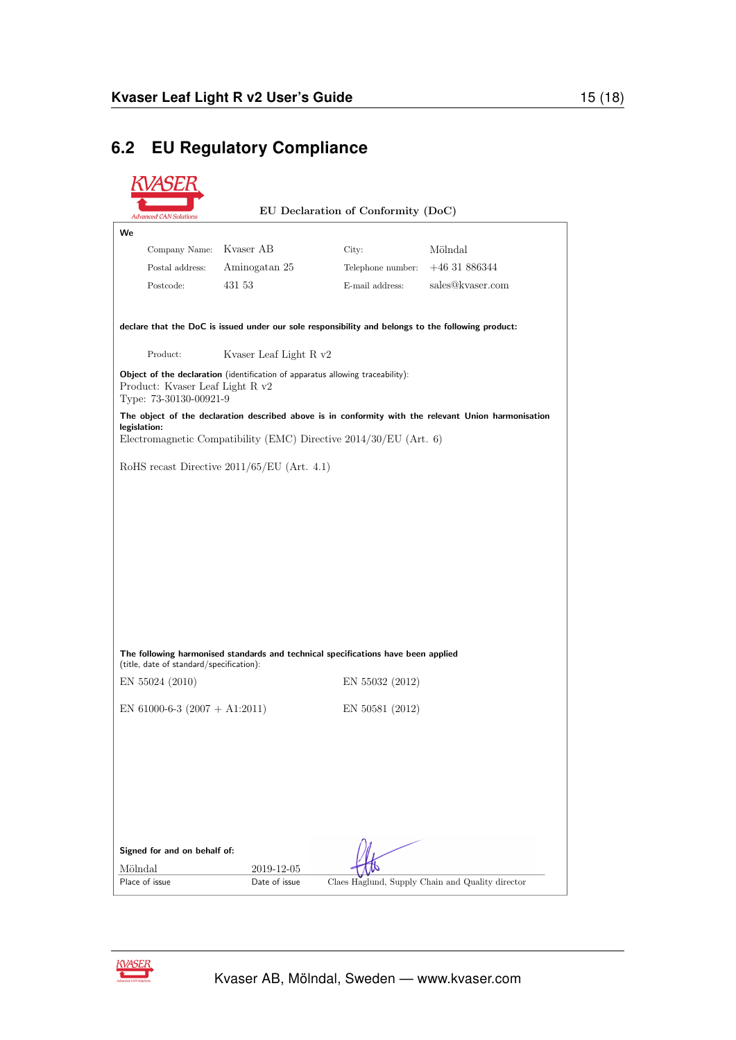## 6.2 EU Regulatory Compliance

KVASER
Advanced CAN Solutions

**EU Declaration of Conformity (DoC)**

**We**

| | | | |
|---|---|---|---|
| Company Name: | Kvaser AB | City: | Mölndal |
| Postal address: | Aminogatan 25 | Telephone number: | +46 31 886344 |
| Postcode: | 431 53 | E-mail address: | sales@kvaser.com |

**declare that the DoC is issued under our sole responsibility and belongs to the following product:**

Product: Kvaser Leaf Light R v2

**Object of the declaration** (identification of apparatus allowing traceability):
Product: Kvaser Leaf Light R v2
Type: 73-30130-00921-9

**The object of the declaration described above is in conformity with the relevant Union harmonisation legislation:**
Electromagnetic Compatibility (EMC) Directive 2014/30/EU (Art. 6)

RoHS recast Directive 2011/65/EU (Art. 4.1)

**The following harmonised standards and technical specifications have been applied** (title, date of standard/specification):

EN 55024 (2010)

EN 55032 (2012)

EN 61000-6-3 (2007 + A1:2011)

EN 50581 (2012)

**Signed for and on behalf of:**

| Mölndal | 2019-12-05 | |
|---|---|---|
| Place of issue | Date of issue | Claes Haglund, Supply Chain and Quality director |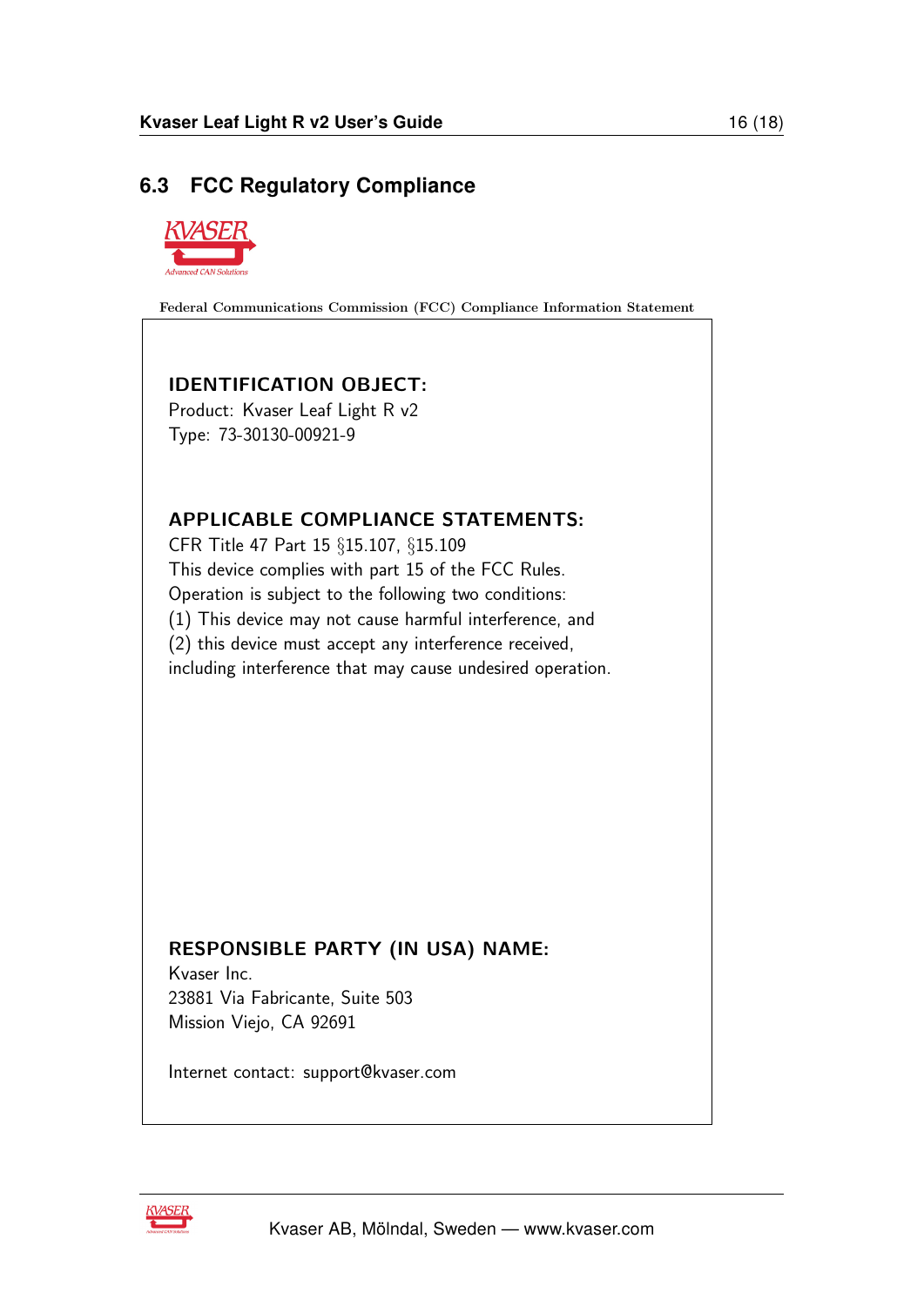## 6.3 FCC Regulatory Compliance

Federal Communications Commission (FCC) Compliance Information Statement

**IDENTIFICATION OBJECT:**

Product: Kvaser Leaf Light R v2

Type: 73-30130-00921-9

**APPLICABLE COMPLIANCE STATEMENTS:**

CFR Title 47 Part 15 §15.107, §15.109

This device complies with part 15 of the FCC Rules.

Operation is subject to the following two conditions:

(1) This device may not cause harmful interference, and

(2) this device must accept any interference received,

including interference that may cause undesired operation.

**RESPONSIBLE PARTY (IN USA) NAME:**

Kvaser Inc.

23881 Via Fabricante, Suite 503

Mission Viejo, CA 92691

Internet contact: support@kvaser.com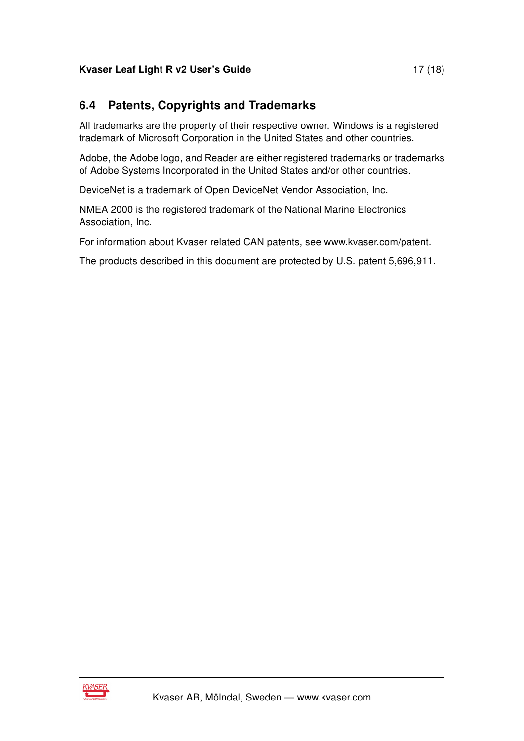## 6.4 Patents, Copyrights and Trademarks

All trademarks are the property of their respective owner. Windows is a registered trademark of Microsoft Corporation in the United States and other countries.

Adobe, the Adobe logo, and Reader are either registered trademarks or trademarks of Adobe Systems Incorporated in the United States and/or other countries.

DeviceNet is a trademark of Open DeviceNet Vendor Association, Inc.

NMEA 2000 is the registered trademark of the National Marine Electronics Association, Inc.

For information about Kvaser related CAN patents, see www.kvaser.com/patent.

The products described in this document are protected by U.S. patent 5,696,911.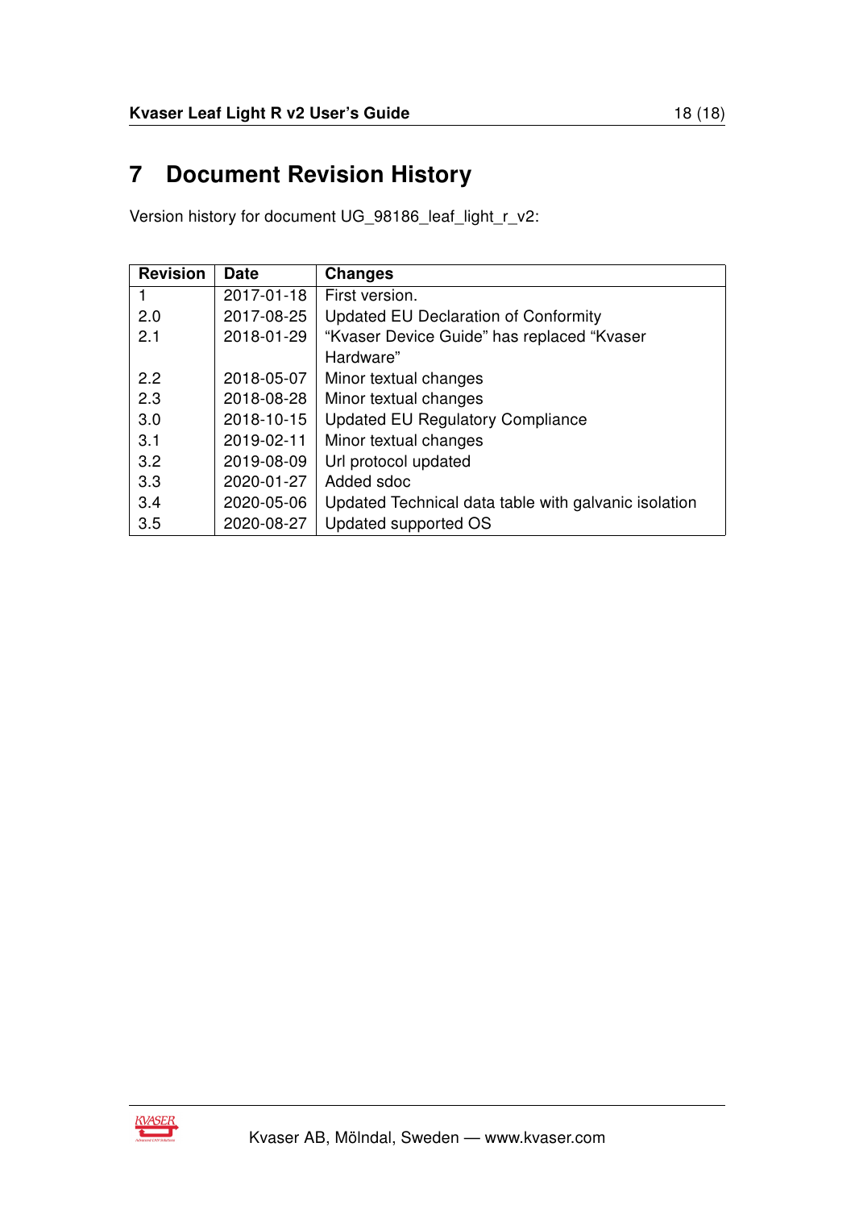# 7 Document Revision History

Version history for document UG_98186_leaf_light_r_v2:

| Revision | Date | Changes |
|---|---|---|
| 1 | 2017-01-18 | First version. |
| 2.0 | 2017-08-25 | Updated EU Declaration of Conformity |
| 2.1 | 2018-01-29 | “Kvaser Device Guide” has replaced “Kvaser Hardware” |
| 2.2 | 2018-05-07 | Minor textual changes |
| 2.3 | 2018-08-28 | Minor textual changes |
| 3.0 | 2018-10-15 | Updated EU Regulatory Compliance |
| 3.1 | 2019-02-11 | Minor textual changes |
| 3.2 | 2019-08-09 | Url protocol updated |
| 3.3 | 2020-01-27 | Added sdoc |
| 3.4 | 2020-05-06 | Updated Technical data table with galvanic isolation |
| 3.5 | 2020-08-27 | Updated supported OS |